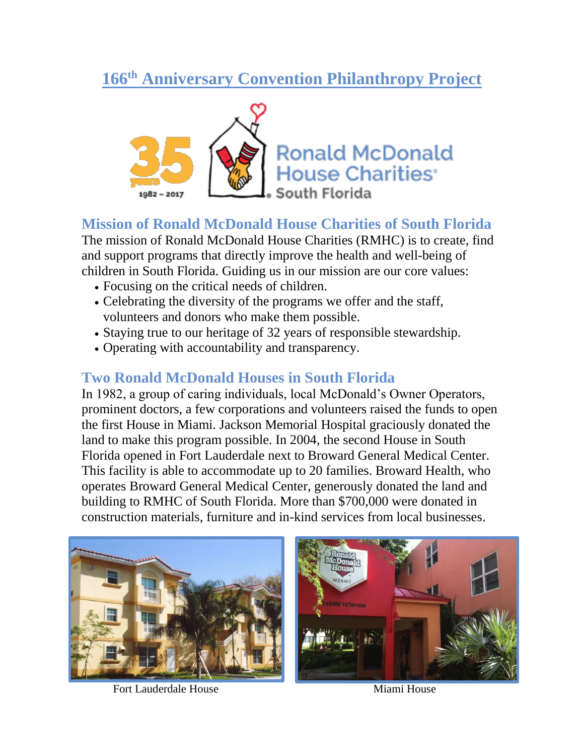# 166th Anniversary Convention Philanthropy Project

## Mission of Ronald McDonald House Charities of South Florida

The mission of Ronald McDonald House Charities (RMHC) is to create, find and support programs that directly improve the health and well-being of children in South Florida. Guiding us in our mission are our core values:

- Focusing on the critical needs of children.
- Celebrating the diversity of the programs we offer and the staff, volunteers and donors who make them possible.
- Staying true to our heritage of 32 years of responsible stewardship.
- Operating with accountability and transparency.

## Two Ronald McDonald Houses in South Florida

In 1982, a group of caring individuals, local McDonald's Owner Operators, prominent doctors, a few corporations and volunteers raised the funds to open the first House in Miami. Jackson Memorial Hospital graciously donated the land to make this program possible. In 2004, the second House in South Florida opened in Fort Lauderdale next to Broward General Medical Center. This facility is able to accommodate up to 20 families. Broward Health, who operates Broward General Medical Center, generously donated the land and building to RMHC of South Florida. More than $700,000 were donated in construction materials, furniture and in-kind services from local businesses.

Fort Lauderdale House

Miami House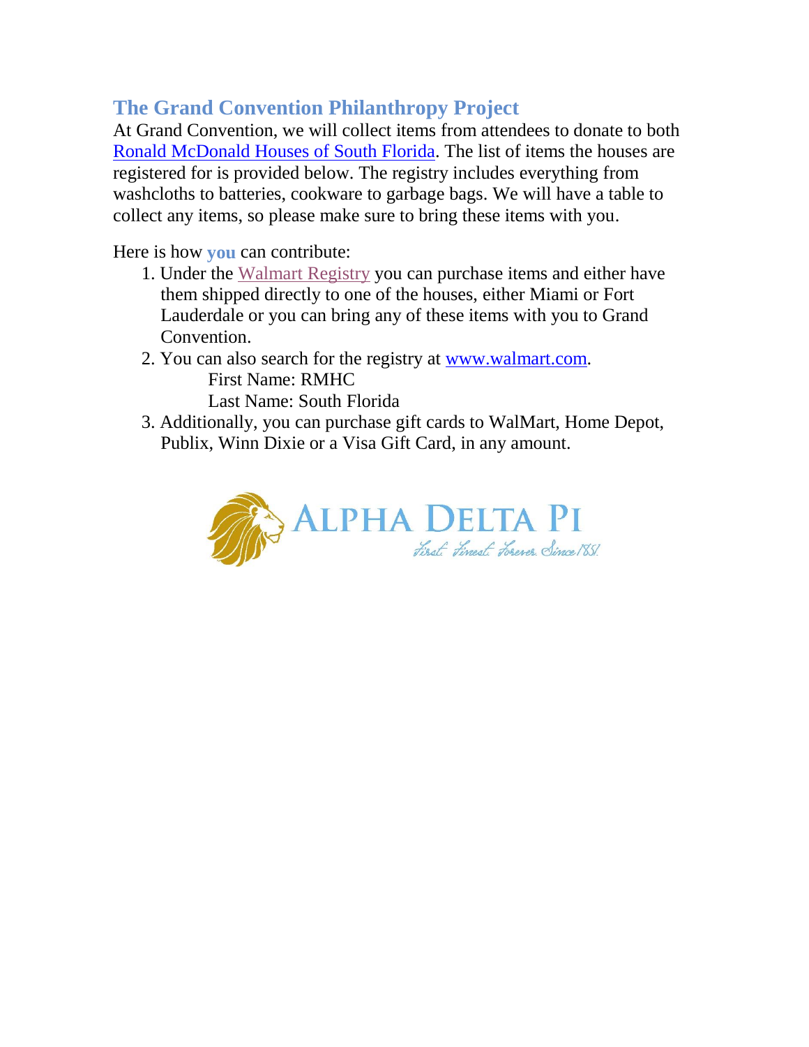## The Grand Convention Philanthropy Project

At Grand Convention, we will collect items from attendees to donate to both Ronald McDonald Houses of South Florida. The list of items the houses are registered for is provided below. The registry includes everything from washcloths to batteries, cookware to garbage bags. We will have a table to collect any items, so please make sure to bring these items with you.

Here is how **you** can contribute:

1. Under the Walmart Registry you can purchase items and either have them shipped directly to one of the houses, either Miami or Fort Lauderdale or you can bring any of these items with you to Grand Convention.
2. You can also search for the registry at www.walmart.com.
   First Name: RMHC
   Last Name: South Florida
3. Additionally, you can purchase gift cards to WalMart, Home Depot, Publix, Winn Dixie or a Visa Gift Card, in any amount.

ALPHA DELTA PI

*First. Finest. Forever. Since 1851.*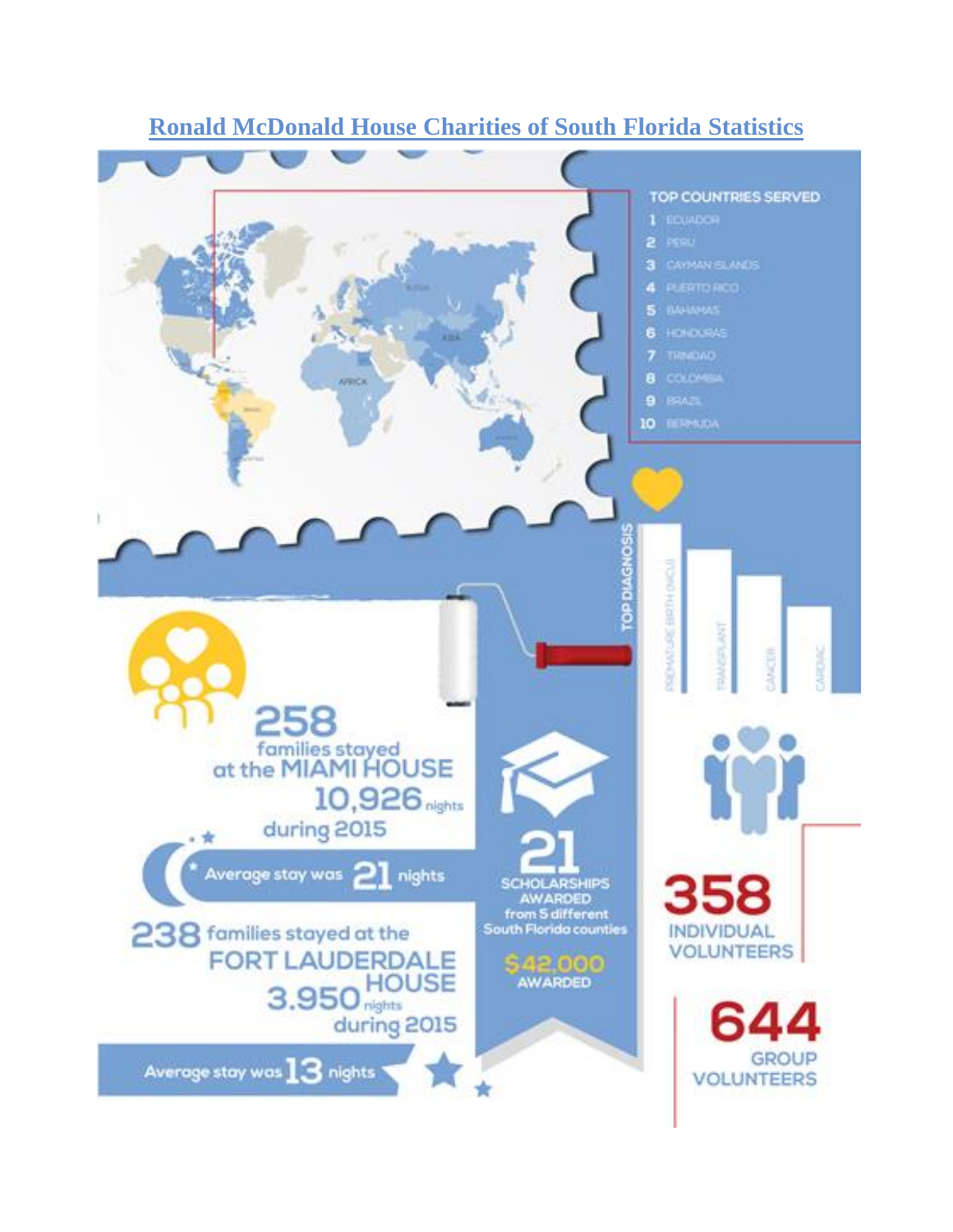# [Ronald McDonald House Charities of South Florida Statistics]

**TOP COUNTRIES SERVED**

1. ECUADOR
2. PERU
3. CAYMAN ISLANDS
4. PUERTO RICO
5. BAHAMAS
6. HONDURAS
7. TRINIDAD
8. COLOMBIA
9. BRAZIL
10. BERMUDA

**TOP DIAGNOSIS**

- PREMATURE BIRTH (NICU)
- TRANSPLANT
- CANCER
- CARDIAC

**258** families stayed at the **MIAMI HOUSE**
**10,926** nights during 2015

Average stay was **21** nights

**238** families stayed at the **FORT LAUDERDALE HOUSE**
**3,950** nights during 2015

Average stay was **13** nights

**21** SCHOLARSHIPS AWARDED from 5 different South Florida counties

**$42,000** AWARDED

**358** INDIVIDUAL VOLUNTEERS

**644** GROUP VOLUNTEERS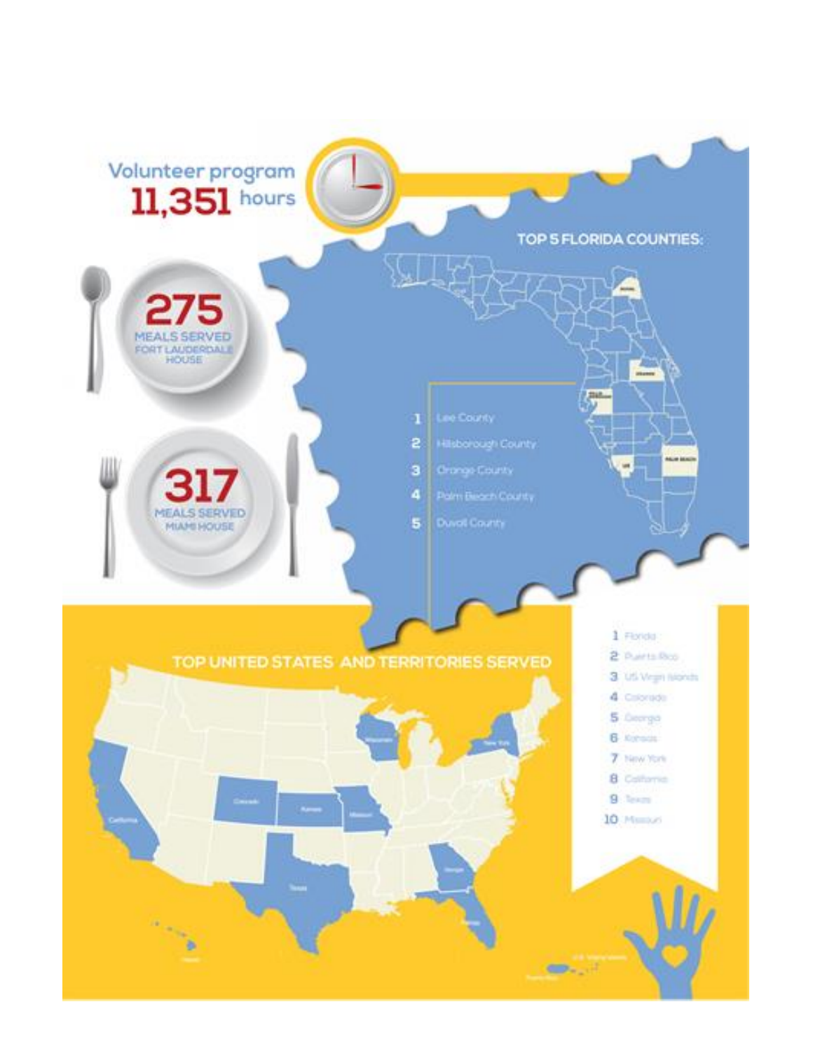Volunteer program

11,351 hours

275

MEALS SERVED FORT LAUDERDALE HOUSE

317

MEALS SERVED MIAMI HOUSE

## TOP 5 FLORIDA COUNTIES:

1. Lee County
2. Hillsborough County
3. Orange County
4. Palm Beach County
5. Duval County

## TOP UNITED STATES AND TERRITORIES SERVED

1. Florida
2. Puerto Rico
3. US Virgin Islands
4. Colorado
5. Georgia
6. Kansas
7. New York
8. California
9. Texas
10. Missouri